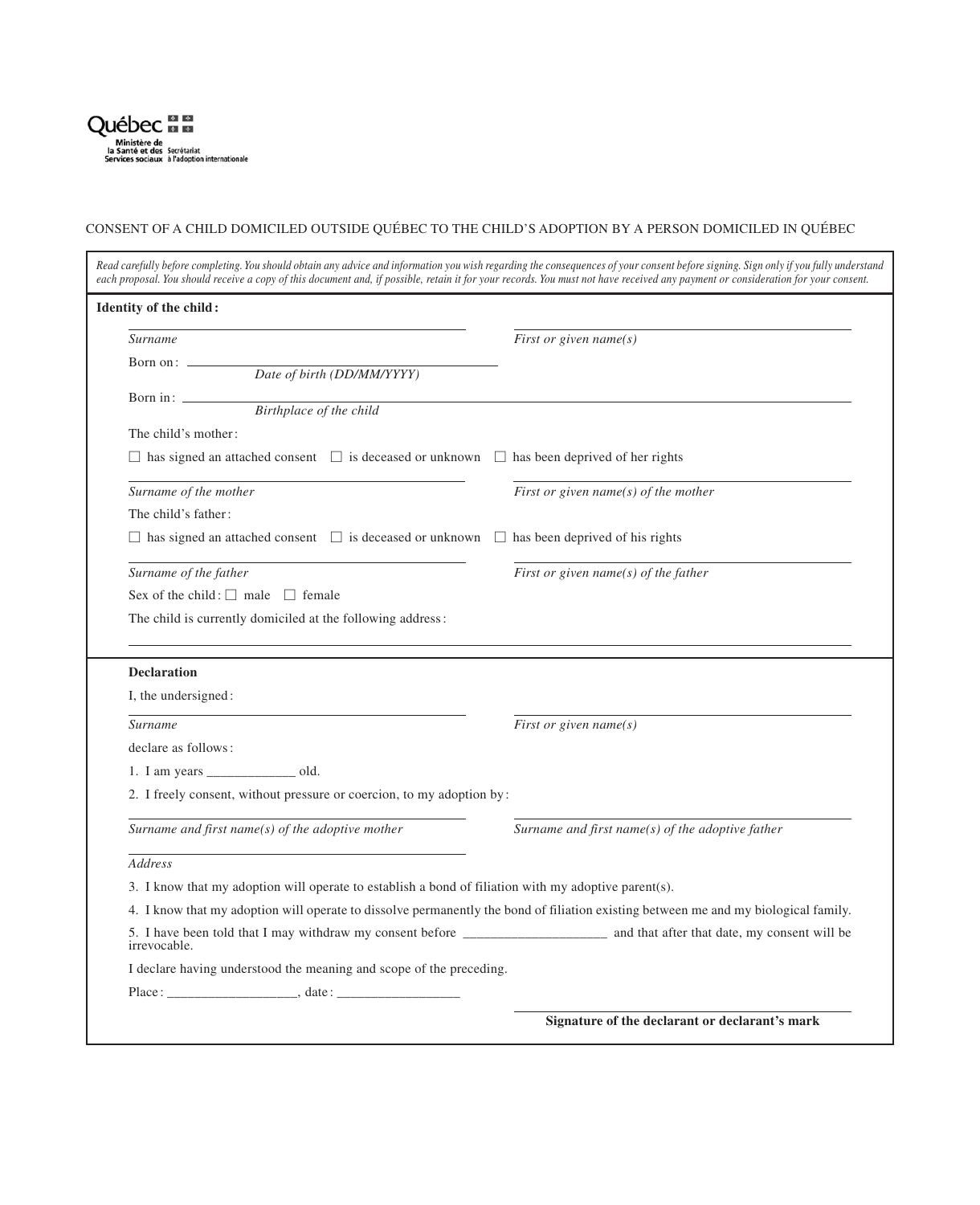Québec

Ministère de la Santé et des Services sociaux

Secrétariat à l'adoption internationale

CONSENT OF A CHILD DOMICILED OUTSIDE QUÉBEC TO THE CHILD'S ADOPTION BY A PERSON DOMICILED IN QUÉBEC

*Read carefully before completing. You should obtain any advice and information you wish regarding the consequences of your consent before signing. Sign only if you fully understand each proposal. You should receive a copy of this document and, if possible, retain it for your records. You must not have received any payment or consideration for your consent.*

**Identity of the child:**

_______________________________ _______________________________

*Surname* *First or given name(s)*

Born on: _______________________________

*Date of birth (DD/MM/YYYY)*

Born in: _______________________________

*Birthplace of the child*

The child's mother:

☐ has signed an attached consent ☐ is deceased or unknown ☐ has been deprived of her rights

_______________________________ _______________________________

*Surname of the mother* *First or given name(s) of the mother*

The child's father:

☐ has signed an attached consent ☐ is deceased or unknown ☐ has been deprived of his rights

_______________________________ _______________________________

*Surname of the father* *First or given name(s) of the father*

Sex of the child: ☐ male ☐ female

The child is currently domiciled at the following address:

_______________________________

**Declaration**

I, the undersigned:

_______________________________ _______________________________

*Surname* *First or given name(s)*

declare as follows:

1. I am years _____________ old.
2. I freely consent, without pressure or coercion, to my adoption by:

_______________________________ _______________________________

*Surname and first name(s) of the adoptive mother* *Surname and first name(s) of the adoptive father*

_______________________________

*Address*

3. I know that my adoption will operate to establish a bond of filiation with my adoptive parent(s).
4. I know that my adoption will operate to dissolve permanently the bond of filiation existing between me and my biological family.
5. I have been told that I may withdraw my consent before _____________________ and that after that date, my consent will be irrevocable.

I declare having understood the meaning and scope of the preceding.

Place: ___________________, date: __________________

_______________________________

**Signature of the declarant or declarant's mark**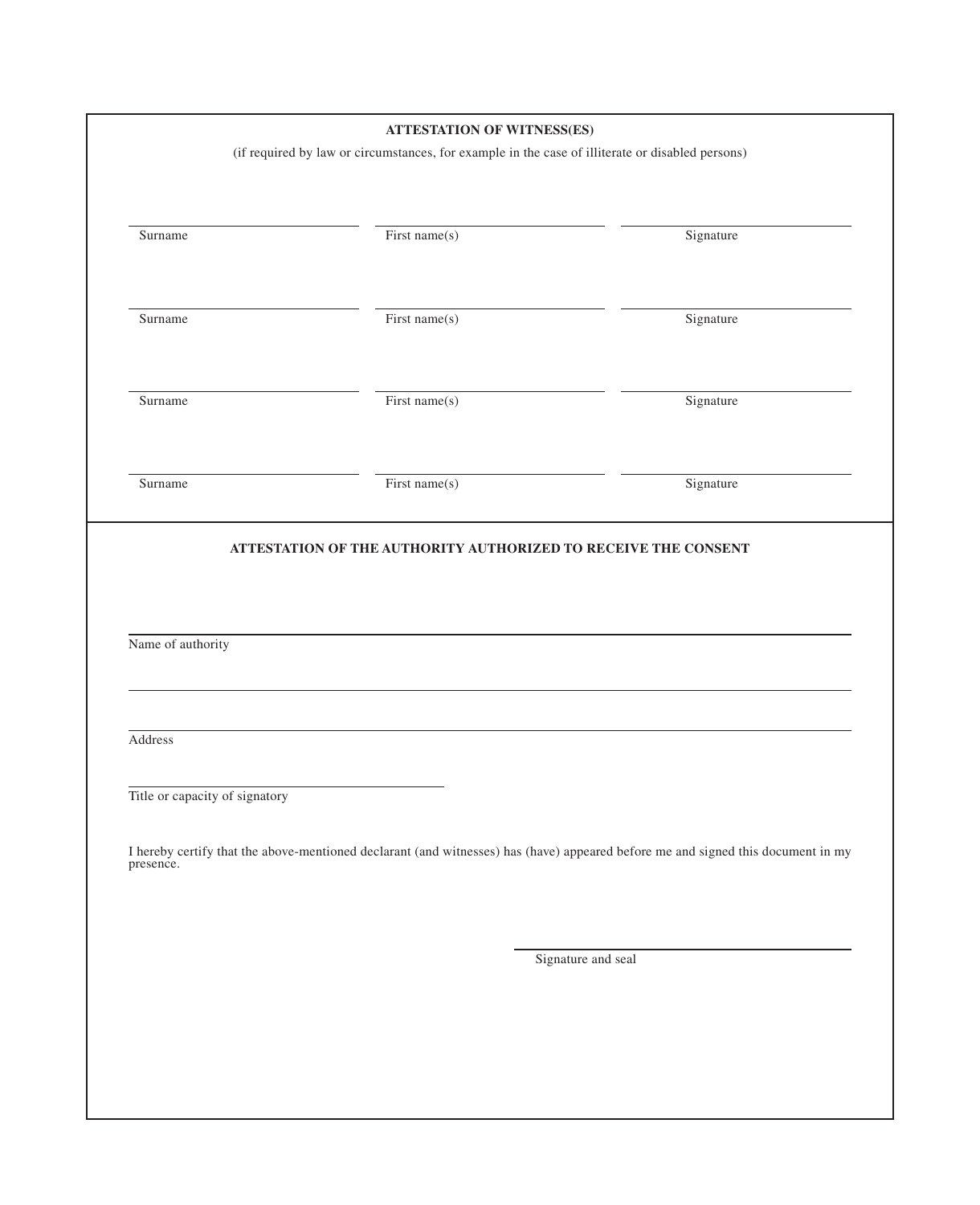**ATTESTATION OF WITNESS(ES)**

(if required by law or circumstances, for example in the case of illiterate or disabled persons)

| | | |
|---|---|---|
| Surname | First name(s) | Signature |
| Surname | First name(s) | Signature |
| Surname | First name(s) | Signature |
| Surname | First name(s) | Signature |

**ATTESTATION OF THE AUTHORITY AUTHORIZED TO RECEIVE THE CONSENT**

Name of authority

Address

Title or capacity of signatory

I hereby certify that the above-mentioned declarant (and witnesses) has (have) appeared before me and signed this document in my presence.

Signature and seal